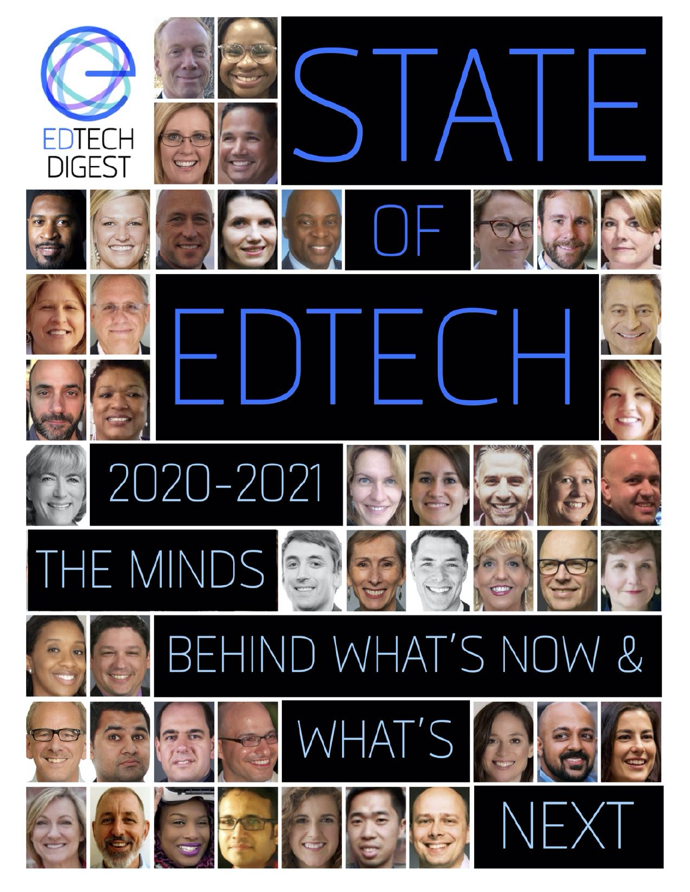EDTECH DIGEST

# STATE OF EDTECH

## 2020-2021

## THE MINDS BEHIND WHAT'S NOW & WHAT'S NEXT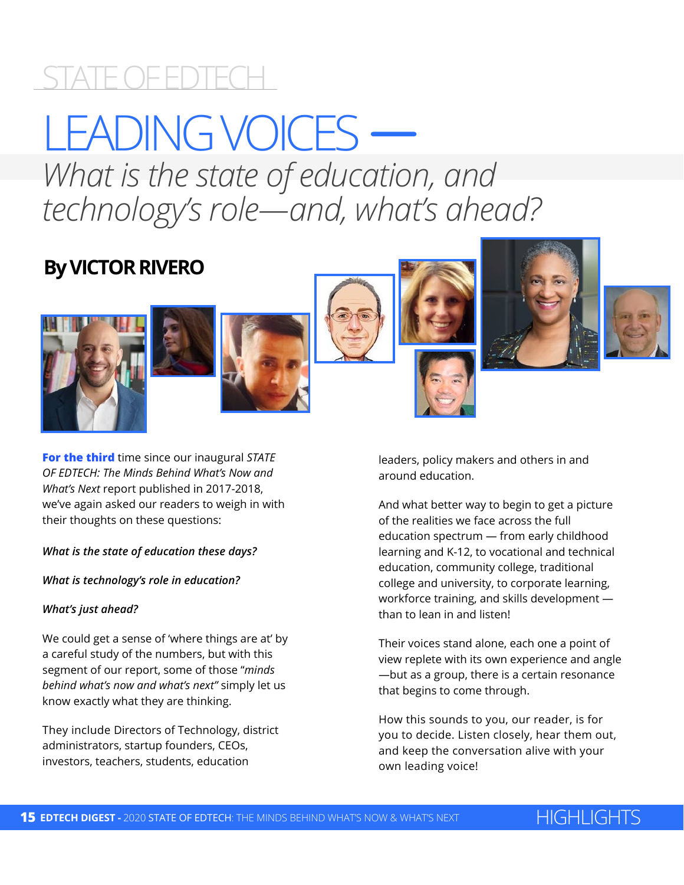STATE OF EDTECH

# LEADING VOICES — *What is the state of education, and technology's role—and, what's ahead?*

## By VICTOR RIVERO

**For the third** time since our inaugural *STATE OF EDTECH: The Minds Behind What's Now and What's Next* report published in 2017-2018, we've again asked our readers to weigh in with their thoughts on these questions:

***What is the state of education these days?***

***What is technology's role in education?***

***What's just ahead?***

We could get a sense of 'where things are at' by a careful study of the numbers, but with this segment of our report, some of those "*minds behind what's now and what's next"* simply let us know exactly what they are thinking.

They include Directors of Technology, district administrators, startup founders, CEOs, investors, teachers, students, education leaders, policy makers and others in and around education.

And what better way to begin to get a picture of the realities we face across the full education spectrum — from early childhood learning and K-12, to vocational and technical education, community college, traditional college and university, to corporate learning, workforce training, and skills development — than to lean in and listen!

Their voices stand alone, each one a point of view replete with its own experience and angle —but as a group, there is a certain resonance that begins to come through.

How this sounds to you, our reader, is for you to decide. Listen closely, hear them out, and keep the conversation alive with your own leading voice!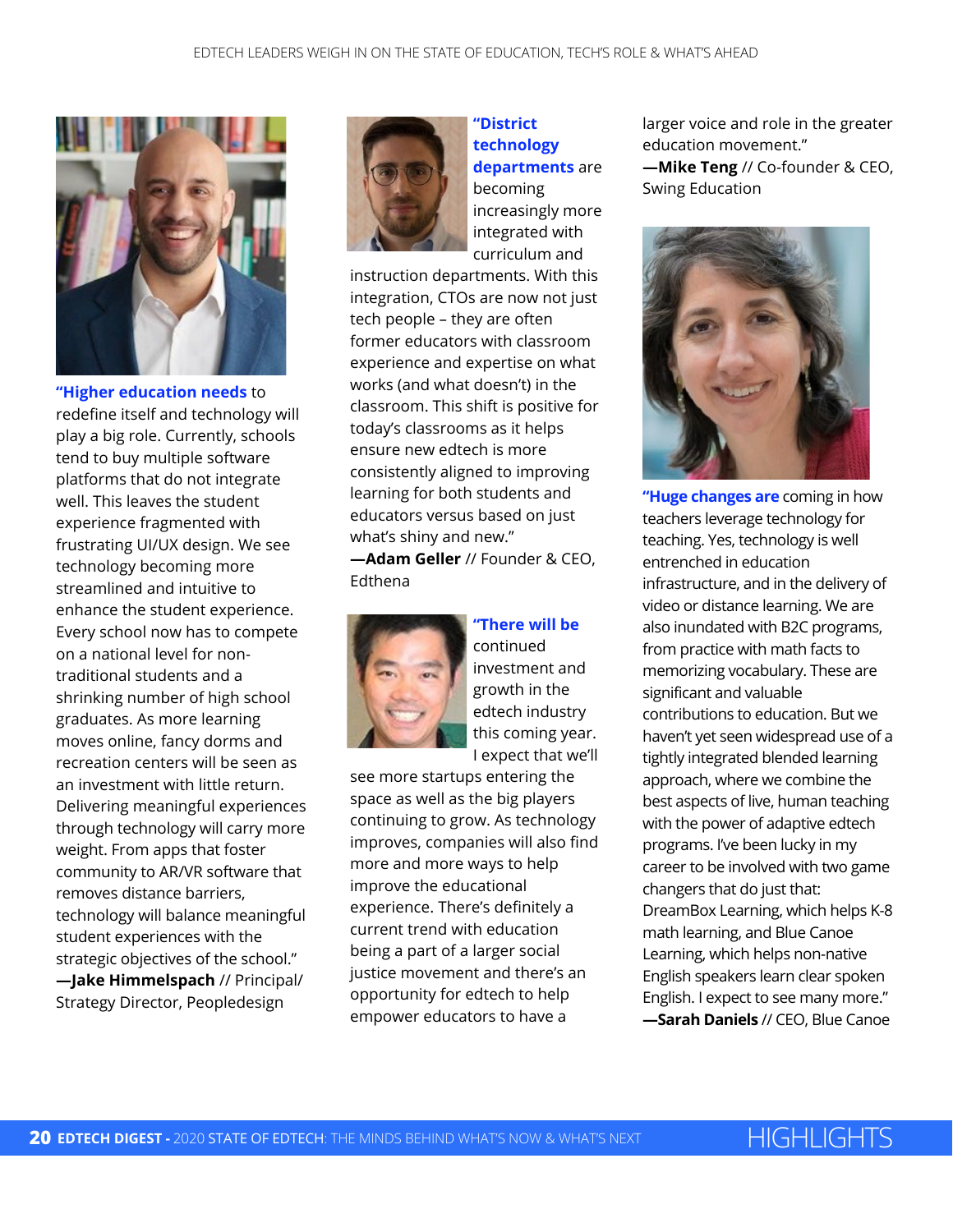**"Higher education needs** to redefine itself and technology will play a big role. Currently, schools tend to buy multiple software platforms that do not integrate well. This leaves the student experience fragmented with frustrating UI/UX design. We see technology becoming more streamlined and intuitive to enhance the student experience. Every school now has to compete on a national level for non-traditional students and a shrinking number of high school graduates. As more learning moves online, fancy dorms and recreation centers will be seen as an investment with little return. Delivering meaningful experiences through technology will carry more weight. From apps that foster community to AR/VR software that removes distance barriers, technology will balance meaningful student experiences with the strategic objectives of the school."
**—Jake Himmelspach** // Principal/ Strategy Director, Peopledesign

**"District technology departments** are becoming increasingly more integrated with curriculum and instruction departments. With this integration, CTOs are now not just tech people – they are often former educators with classroom experience and expertise on what works (and what doesn't) in the classroom. This shift is positive for today's classrooms as it helps ensure new edtech is more consistently aligned to improving learning for both students and educators versus based on just what's shiny and new."
**—Adam Geller** // Founder & CEO, Edthena

**"There will be** continued investment and growth in the edtech industry this coming year. I expect that we'll see more startups entering the space as well as the big players continuing to grow. As technology improves, companies will also find more and more ways to help improve the educational experience. There's definitely a current trend with education being a part of a larger social justice movement and there's an opportunity for edtech to help empower educators to have a larger voice and role in the greater education movement."
**—Mike Teng** // Co-founder & CEO, Swing Education

**"Huge changes are** coming in how teachers leverage technology for teaching. Yes, technology is well entrenched in education infrastructure, and in the delivery of video or distance learning. We are also inundated with B2C programs, from practice with math facts to memorizing vocabulary. These are significant and valuable contributions to education. But we haven't yet seen widespread use of a tightly integrated blended learning approach, where we combine the best aspects of live, human teaching with the power of adaptive edtech programs. I've been lucky in my career to be involved with two game changers that do just that: DreamBox Learning, which helps K-8 math learning, and Blue Canoe Learning, which helps non-native English speakers learn clear spoken English. I expect to see many more."
**—Sarah Daniels** // CEO, Blue Canoe